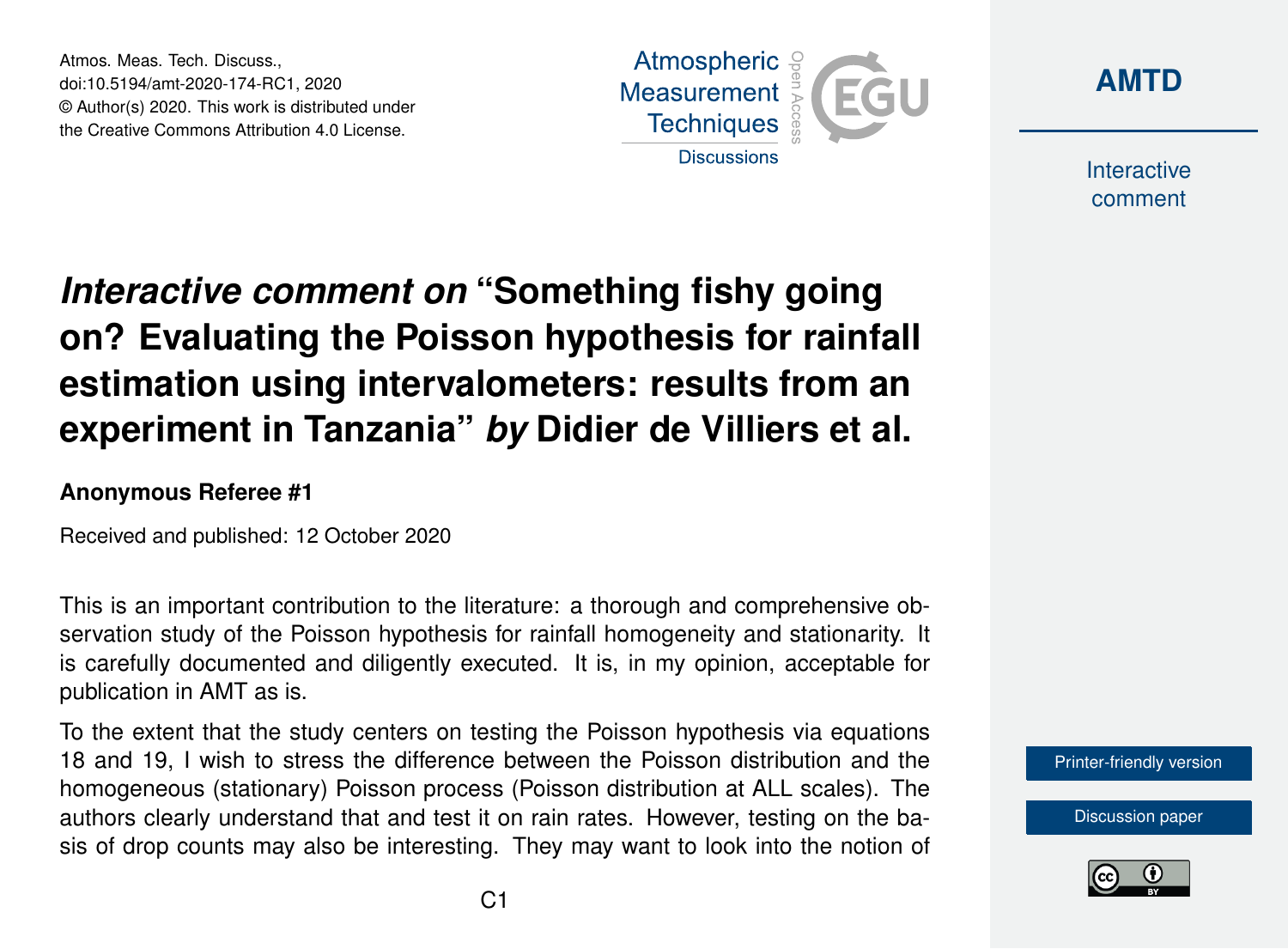# *Interactive comment on* "Something fishy going on? Evaluating the Poisson hypothesis for rainfall estimation using intervalometers: results from an experiment in Tanzania" *by* Didier de Villiers et al.

**Anonymous Referee #1**

Received and published: 12 October 2020

This is an important contribution to the literature: a thorough and comprehensive observation study of the Poisson hypothesis for rainfall homogeneity and stationarity. It is carefully documented and diligently executed. It is, in my opinion, acceptable for publication in AMT as is.

To the extent that the study centers on testing the Poisson hypothesis via equations 18 and 19, I wish to stress the difference between the Poisson distribution and the homogeneous (stationary) Poisson process (Poisson distribution at ALL scales). The authors clearly understand that and test it on rain rates. However, testing on the basis of drop counts may also be interesting. They may want to look into the notion of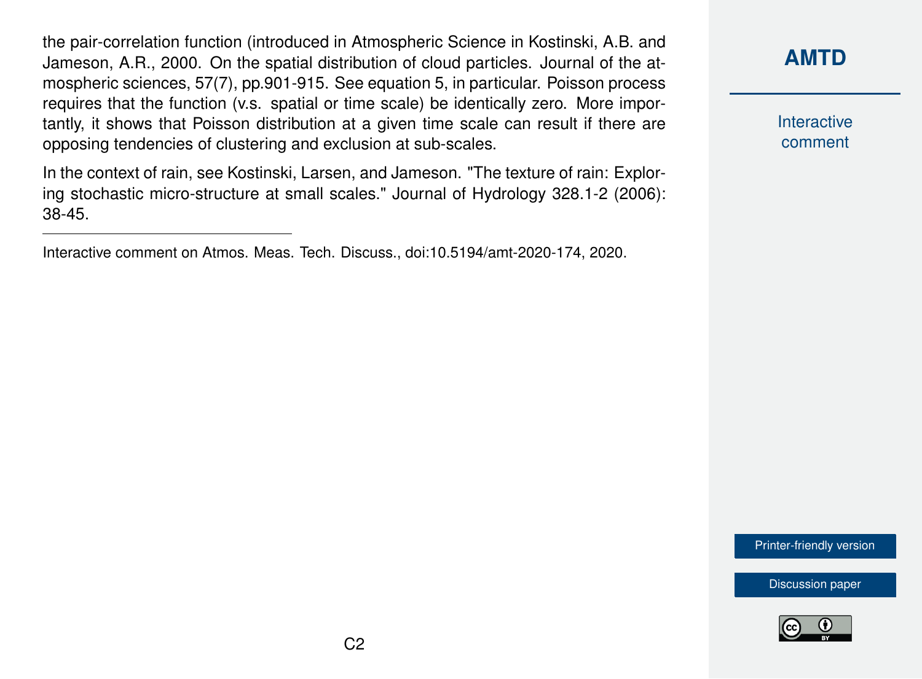the pair-correlation function (introduced in Atmospheric Science in Kostinski, A.B. and Jameson, A.R., 2000. On the spatial distribution of cloud particles. Journal of the atmospheric sciences, 57(7), pp.901-915. See equation 5, in particular. Poisson process requires that the function (v.s. spatial or time scale) be identically zero. More importantly, it shows that Poisson distribution at a given time scale can result if there are opposing tendencies of clustering and exclusion at sub-scales.

In the context of rain, see Kostinski, Larsen, and Jameson. "The texture of rain: Exploring stochastic micro-structure at small scales." Journal of Hydrology 328.1-2 (2006): 38-45.

---

Interactive comment on Atmos. Meas. Tech. Discuss., doi:10.5194/amt-2020-174, 2020.